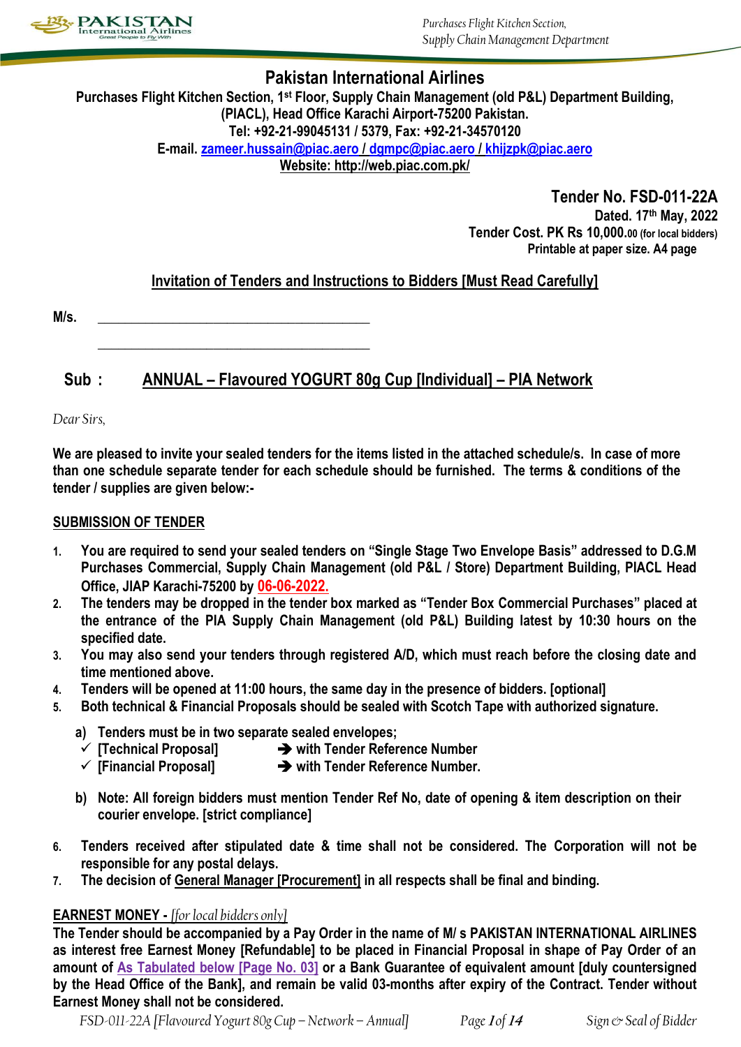# Pakistan International Airlines

**Purchases Flight Kitchen Section, 1st Floor, Supply Chain Management (old P&L) Department Building, (PIACL), Head Office Karachi Airport-75200 Pakistan.**
**Tel: +92-21-99045131 / 5379, Fax: +92-21-34570120**
**E-mail. zameer.hussain@piac.aero / dgmpc@piac.aero / khijzpk@piac.aero**
**Website: http://web.piac.com.pk/**

**Tender No. FSD-011-22A**
**Dated. 17th May, 2022**
**Tender Cost. PK Rs 10,000.00 (for local bidders)**
**Printable at paper size. A4 page**

## Invitation of Tenders and Instructions to Bidders [Must Read Carefully]

**M/s.** ________________________________________

________________________________________

**Sub : ANNUAL – Flavoured YOGURT 80g Cup [Individual] – PIA Network**

*Dear Sirs,*

**We are pleased to invite your sealed tenders for the items listed in the attached schedule/s. In case of more than one schedule separate tender for each schedule should be furnished. The terms & conditions of the tender / supplies are given below:-**

### SUBMISSION OF TENDER

1. **You are required to send your sealed tenders on "Single Stage Two Envelope Basis" addressed to D.G.M Purchases Commercial, Supply Chain Management (old P&L / Store) Department Building, PIACL Head Office, JIAP Karachi-75200 by 06-06-2022.**
2. **The tenders may be dropped in the tender box marked as "Tender Box Commercial Purchases" placed at the entrance of the PIA Supply Chain Management (old P&L) Building latest by 10:30 hours on the specified date.**
3. **You may also send your tenders through registered A/D, which must reach before the closing date and time mentioned above.**
4. **Tenders will be opened at 11:00 hours, the same day in the presence of bidders. [optional]**
5. **Both technical & Financial Proposals should be sealed with Scotch Tape with authorized signature.**
   - a) **Tenders must be in two separate sealed envelopes;**
     - ✓ **[Technical Proposal] ➔ with Tender Reference Number**
     - ✓ **[Financial Proposal] ➔ with Tender Reference Number.**
   - b) **Note: All foreign bidders must mention Tender Ref No, date of opening & item description on their courier envelope. [strict compliance]**
6. **Tenders received after stipulated date & time shall not be considered. The Corporation will not be responsible for any postal delays.**
7. **The decision of General Manager [Procurement] in all respects shall be final and binding.**

### EARNEST MONEY - *[for local bidders only]*

**The Tender should be accompanied by a Pay Order in the name of M/ s PAKISTAN INTERNATIONAL AIRLINES as interest free Earnest Money [Refundable] to be placed in Financial Proposal in shape of Pay Order of an amount of As Tabulated below [Page No. 03] or a Bank Guarantee of equivalent amount [duly countersigned by the Head Office of the Bank], and remain be valid 03-months after expiry of the Contract. Tender without Earnest Money shall not be considered.**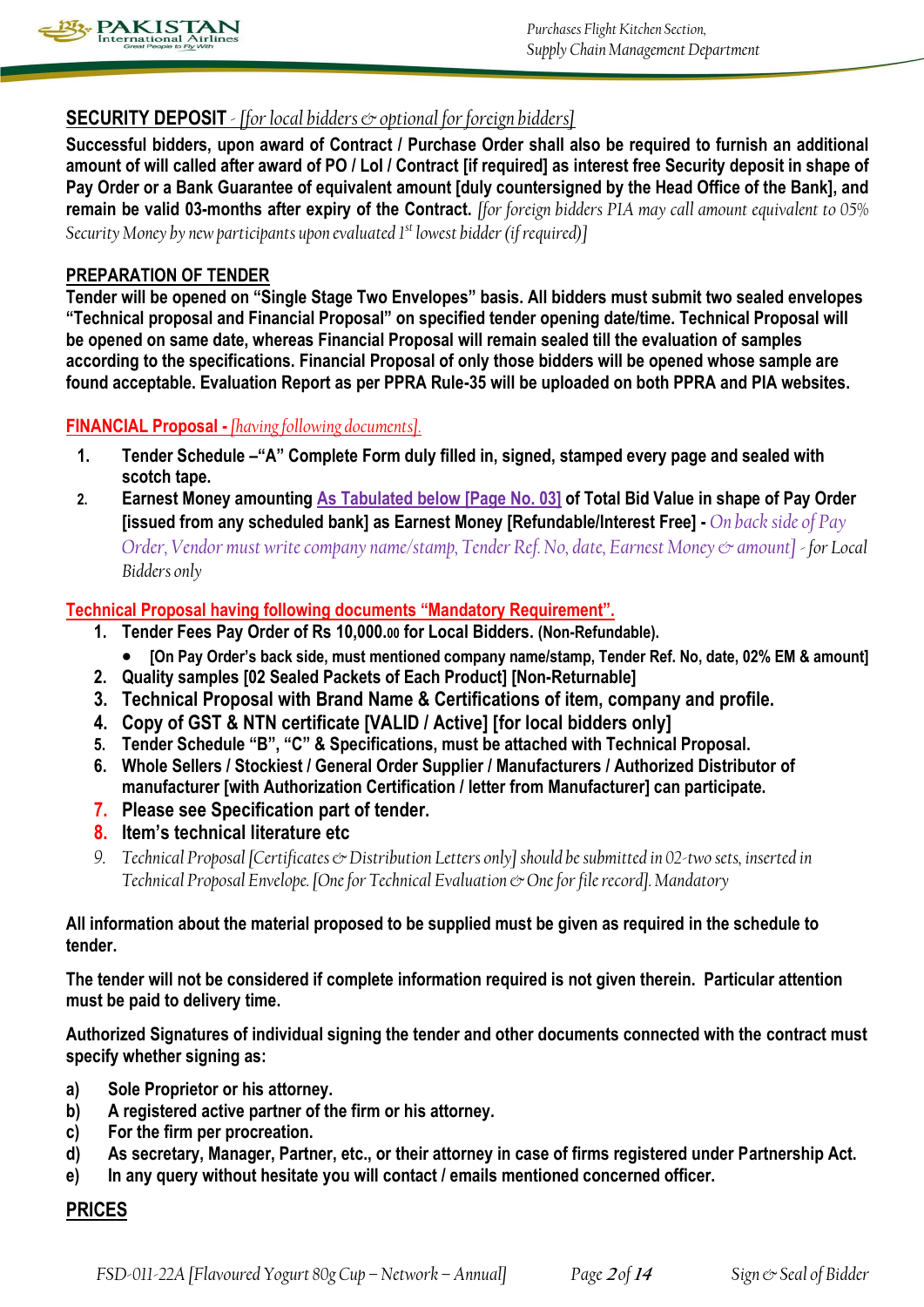## SECURITY DEPOSIT - *[for local bidders & optional for foreign bidders]*

**Successful bidders, upon award of Contract / Purchase Order shall also be required to furnish an additional amount of will called after award of PO / LoI / Contract [if required] as interest free Security deposit in shape of Pay Order or a Bank Guarantee of equivalent amount [duly countersigned by the Head Office of the Bank], and remain be valid 03-months after expiry of the Contract.** *[for foreign bidders PIA may call amount equivalent to 05% Security Money by new participants upon evaluated 1st lowest bidder (if required)]*

## PREPARATION OF TENDER

**Tender will be opened on "Single Stage Two Envelopes" basis. All bidders must submit two sealed envelopes "Technical proposal and Financial Proposal" on specified tender opening date/time. Technical Proposal will be opened on same date, whereas Financial Proposal will remain sealed till the evaluation of samples according to the specifications. Financial Proposal of only those bidders will be opened whose sample are found acceptable. Evaluation Report as per PPRA Rule-35 will be uploaded on both PPRA and PIA websites.**

## FINANCIAL Proposal - *[having following documents].*

1. **Tender Schedule –"A" Complete Form duly filled in, signed, stamped every page and sealed with scotch tape.**
2. **Earnest Money amounting As Tabulated below [Page No. 03] of Total Bid Value in shape of Pay Order [issued from any scheduled bank] as Earnest Money [Refundable/Interest Free] -** *On back side of Pay Order, Vendor must write company name/stamp, Tender Ref. No, date, Earnest Money & amount] - for Local Bidders only*

## Technical Proposal having following documents "Mandatory Requirement".

1. **Tender Fees Pay Order of Rs 10,000.00 for Local Bidders. (Non-Refundable).**
   - **[On Pay Order's back side, must mentioned company name/stamp, Tender Ref. No, date, 02% EM & amount]**
2. **Quality samples [02 Sealed Packets of Each Product] [Non-Returnable]**
3. **Technical Proposal with Brand Name & Certifications of item, company and profile.**
4. **Copy of GST & NTN certificate [VALID / Active] [for local bidders only]**
5. **Tender Schedule "B", "C" & Specifications, must be attached with Technical Proposal.**
6. **Whole Sellers / Stockiest / General Order Supplier / Manufacturers / Authorized Distributor of manufacturer [with Authorization Certification / letter from Manufacturer] can participate.**
7. **Please see Specification part of tender.**
8. **Item's technical literature etc**
9. *Technical Proposal [Certificates & Distribution Letters only] should be submitted in 02-two sets, inserted in Technical Proposal Envelope. [One for Technical Evaluation & One for file record]. Mandatory*

**All information about the material proposed to be supplied must be given as required in the schedule to tender.**

**The tender will not be considered if complete information required is not given therein. Particular attention must be paid to delivery time.**

**Authorized Signatures of individual signing the tender and other documents connected with the contract must specify whether signing as:**

a) **Sole Proprietor or his attorney.**
b) **A registered active partner of the firm or his attorney.**
c) **For the firm per procreation.**
d) **As secretary, Manager, Partner, etc., or their attorney in case of firms registered under Partnership Act.**
e) **In any query without hesitate you will contact / emails mentioned concerned officer.**

## PRICES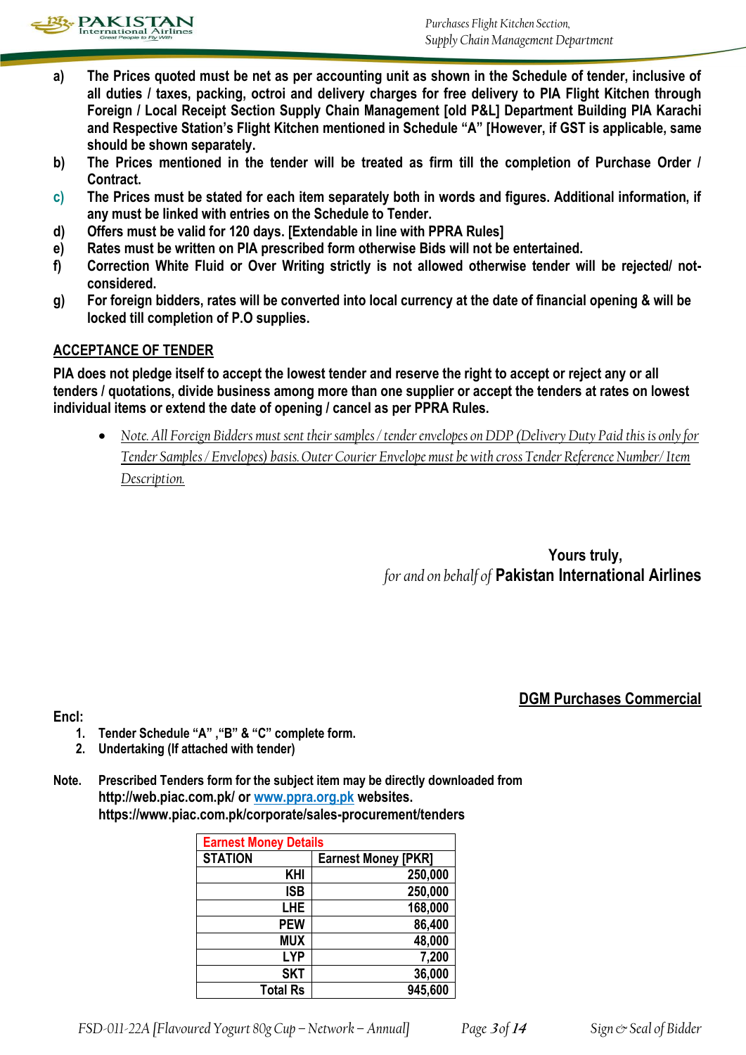a) **The Prices quoted must be net as per accounting unit as shown in the Schedule of tender, inclusive of all duties / taxes, packing, octroi and delivery charges for free delivery to PIA Flight Kitchen through Foreign / Local Receipt Section Supply Chain Management [old P&L] Department Building PIA Karachi and Respective Station's Flight Kitchen mentioned in Schedule "A" [However, if GST is applicable, same should be shown separately.**

b) **The Prices mentioned in the tender will be treated as firm till the completion of Purchase Order / Contract.**

c) **The Prices must be stated for each item separately both in words and figures. Additional information, if any must be linked with entries on the Schedule to Tender.**

d) **Offers must be valid for 120 days. [Extendable in line with PPRA Rules]**

e) **Rates must be written on PIA prescribed form otherwise Bids will not be entertained.**

f) **Correction White Fluid or Over Writing strictly is not allowed otherwise tender will be rejected/ not-considered.**

g) **For foreign bidders, rates will be converted into local currency at the date of financial opening & will be locked till completion of P.O supplies.**

## ACCEPTANCE OF TENDER

**PIA does not pledge itself to accept the lowest tender and reserve the right to accept or reject any or all tenders / quotations, divide business among more than one supplier or accept the tenders at rates on lowest individual items or extend the date of opening / cancel as per PPRA Rules.**

- *Note. All Foreign Bidders must sent their samples / tender envelopes on DDP (Delivery Duty Paid this is only for Tender Samples / Envelopes) basis. Outer Courier Envelope must be with cross Tender Reference Number/ Item Description.*

**Yours truly,**
*for and on behalf of* **Pakistan International Airlines**

**DGM Purchases Commercial**

**Encl:**

1. **Tender Schedule "A" ,"B" & "C" complete form.**
2. **Undertaking (If attached with tender)**

**Note.** **Prescribed Tenders form for the subject item may be directly downloaded from http://web.piac.com.pk/ or www.ppra.org.pk websites. https://www.piac.com.pk/corporate/sales-procurement/tenders**

| Earnest Money Details | |
|---|---|
| STATION | Earnest Money [PKR] |
| KHI | 250,000 |
| ISB | 250,000 |
| LHE | 168,000 |
| PEW | 86,400 |
| MUX | 48,000 |
| LYP | 7,200 |
| SKT | 36,000 |
| Total Rs | 945,600 |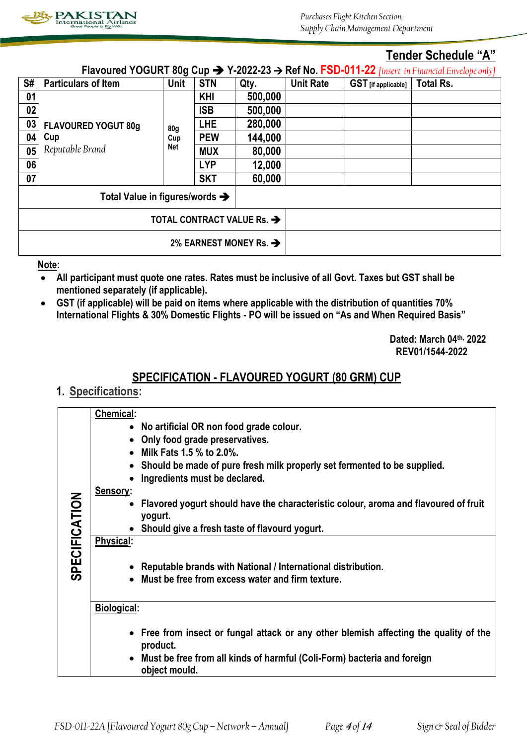## Tender Schedule "A"

**Flavoured YOGURT 80g Cup ➔ Y-2022-23 → Ref No. FSD-011-22** *[insert in Financial Envelope only]*

| S# | Particulars of Item | Unit | STN | Qty. | Unit Rate | GST [if applicable] | Total Rs. |
|---|---|---|---|---|---|---|---|
| 01 | FLAVOURED YOGUT 80g Cup *Reputable Brand* | 80g Cup Net | KHI | 500,000 | | | |
| 02 | | | ISB | 500,000 | | | |
| 03 | | | LHE | 280,000 | | | |
| 04 | | | PEW | 144,000 | | | |
| 05 | | | MUX | 80,000 | | | |
| 06 | | | LYP | 12,000 | | | |
| 07 | | | SKT | 60,000 | | | |
| Total Value in figures/words ➔ | | | | | | | |
| TOTAL CONTRACT VALUE Rs. ➔ | | | | | | | |
| 2% EARNEST MONEY Rs. ➔ | | | | | | | |

**Note:**

- **All participant must quote one rates. Rates must be inclusive of all Govt. Taxes but GST shall be mentioned separately (if applicable).**
- **GST (if applicable) will be paid on items where applicable with the distribution of quantities 70% International Flights & 30% Domestic Flights - PO will be issued on "As and When Required Basis"**

**Dated: March 04th, 2022**
**REV01/1544-2022**

## SPECIFICATION - FLAVOURED YOGURT (80 GRM) CUP

### 1. Specifications:

| SPECIFICATION | |
|---|---|
| | **Chemical:** • No artificial OR non food grade colour. • Only food grade preservatives. • Milk Fats 1.5 % to 2.0%. • Should be made of pure fresh milk properly set fermented to be supplied. • Ingredients must be declared. **Sensory:** • Flavored yogurt should have the characteristic colour, aroma and flavoured of fruit yogurt. • Should give a fresh taste of flavourd yogurt. |
| | **Physical:** • Reputable brands with National / International distribution. • Must be free from excess water and firm texture. |
| | **Biological:** • Free from insect or fungal attack or any other blemish affecting the quality of the product. • Must be free from all kinds of harmful (Coli-Form) bacteria and foreign object mould. |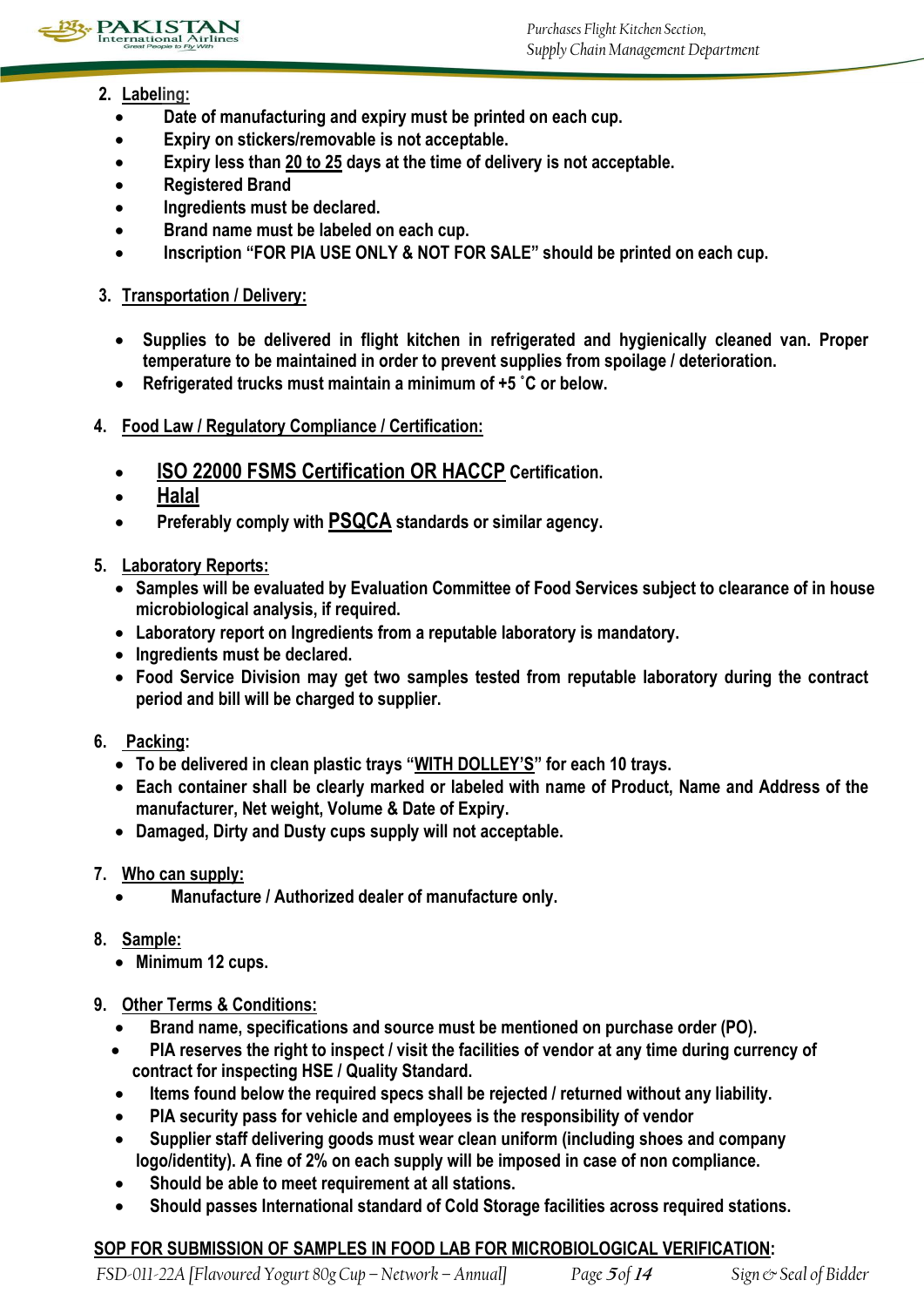2. **Labeling:**
   - **Date of manufacturing and expiry must be printed on each cup.**
   - **Expiry on stickers/removable is not acceptable.**
   - **Expiry less than 20 to 25 days at the time of delivery is not acceptable.**
   - **Registered Brand**
   - **Ingredients must be declared.**
   - **Brand name must be labeled on each cup.**
   - **Inscription "FOR PIA USE ONLY & NOT FOR SALE" should be printed on each cup.**

3. **Transportation / Delivery:**
   - **Supplies to be delivered in flight kitchen in refrigerated and hygienically cleaned van. Proper temperature to be maintained in order to prevent supplies from spoilage / deterioration.**
   - **Refrigerated trucks must maintain a minimum of +5 ˚C or below.**

4. **Food Law / Regulatory Compliance / Certification:**
   - **ISO 22000 FSMS Certification OR HACCP Certification.**
   - **Halal**
   - **Preferably comply with PSQCA standards or similar agency.**

5. **Laboratory Reports:**
   - **Samples will be evaluated by Evaluation Committee of Food Services subject to clearance of in house microbiological analysis, if required.**
   - **Laboratory report on Ingredients from a reputable laboratory is mandatory.**
   - **Ingredients must be declared.**
   - **Food Service Division may get two samples tested from reputable laboratory during the contract period and bill will be charged to supplier.**

6. **Packing:**
   - **To be delivered in clean plastic trays "WITH DOLLEY'S" for each 10 trays.**
   - **Each container shall be clearly marked or labeled with name of Product, Name and Address of the manufacturer, Net weight, Volume & Date of Expiry.**
   - **Damaged, Dirty and Dusty cups supply will not acceptable.**

7. **Who can supply:**
   - **Manufacture / Authorized dealer of manufacture only.**

8. **Sample:**
   - **Minimum 12 cups.**

9. **Other Terms & Conditions:**
   - **Brand name, specifications and source must be mentioned on purchase order (PO).**
   - **PIA reserves the right to inspect / visit the facilities of vendor at any time during currency of contract for inspecting HSE / Quality Standard.**
   - **Items found below the required specs shall be rejected / returned without any liability.**
   - **PIA security pass for vehicle and employees is the responsibility of vendor**
   - **Supplier staff delivering goods must wear clean uniform (including shoes and company logo/identity). A fine of 2% on each supply will be imposed in case of non compliance.**
   - **Should be able to meet requirement at all stations.**
   - **Should passes International standard of Cold Storage facilities across required stations.**

**SOP FOR SUBMISSION OF SAMPLES IN FOOD LAB FOR MICROBIOLOGICAL VERIFICATION:**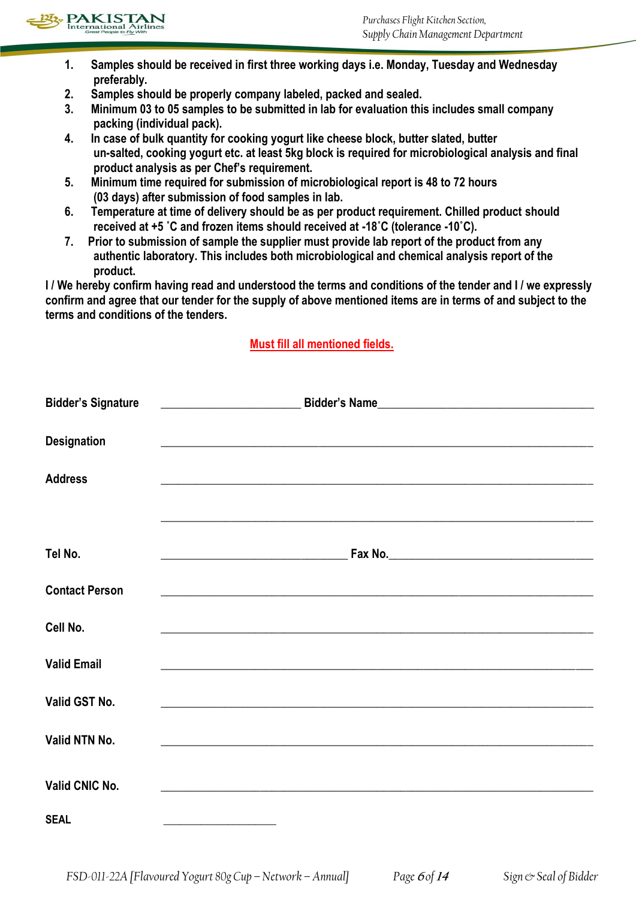1. Samples should be received in first three working days i.e. Monday, Tuesday and Wednesday preferably.
2. Samples should be properly company labeled, packed and sealed.
3. Minimum 03 to 05 samples to be submitted in lab for evaluation this includes small company packing (individual pack).
4. In case of bulk quantity for cooking yogurt like cheese block, butter slated, butter un-salted, cooking yogurt etc. at least 5kg block is required for microbiological analysis and final product analysis as per Chef's requirement.
5. Minimum time required for submission of microbiological report is 48 to 72 hours (03 days) after submission of food samples in lab.
6. Temperature at time of delivery should be as per product requirement. Chilled product should received at +5 ˚C and frozen items should received at -18˚C (tolerance -10˚C).
7. Prior to submission of sample the supplier must provide lab report of the product from any authentic laboratory. This includes both microbiological and chemical analysis report of the product.

**I / We hereby confirm having read and understood the terms and conditions of the tender and I / we expressly confirm and agree that our tender for the supply of above mentioned items are in terms of and subject to the terms and conditions of the tenders.**

**Must fill all mentioned fields.**

**Bidder's Signature** \_\_\_\_\_\_\_\_\_\_\_\_\_\_\_\_\_\_\_\_ **Bidder's Name**\_\_\_\_\_\_\_\_\_\_\_\_\_\_\_\_\_\_\_\_\_\_\_\_\_\_\_\_\_\_

**Designation** \_\_\_\_\_\_\_\_\_\_\_\_\_\_\_\_\_\_\_\_\_\_\_\_\_\_\_\_\_\_\_\_\_\_\_\_\_\_\_\_\_\_\_\_\_\_\_\_\_\_\_\_\_\_\_\_

**Address** \_\_\_\_\_\_\_\_\_\_\_\_\_\_\_\_\_\_\_\_\_\_\_\_\_\_\_\_\_\_\_\_\_\_\_\_\_\_\_\_\_\_\_\_\_\_\_\_\_\_\_\_\_\_\_\_

\_\_\_\_\_\_\_\_\_\_\_\_\_\_\_\_\_\_\_\_\_\_\_\_\_\_\_\_\_\_\_\_\_\_\_\_\_\_\_\_\_\_\_\_\_\_\_\_\_\_\_\_\_\_\_\_

**Tel No.** \_\_\_\_\_\_\_\_\_\_\_\_\_\_\_\_\_\_\_\_\_\_\_\_\_\_ **Fax No.**\_\_\_\_\_\_\_\_\_\_\_\_\_\_\_\_\_\_\_\_\_\_\_\_\_\_\_\_

**Contact Person** \_\_\_\_\_\_\_\_\_\_\_\_\_\_\_\_\_\_\_\_\_\_\_\_\_\_\_\_\_\_\_\_\_\_\_\_\_\_\_\_\_\_\_\_\_\_\_\_\_\_\_\_\_\_\_\_

**Cell No.** \_\_\_\_\_\_\_\_\_\_\_\_\_\_\_\_\_\_\_\_\_\_\_\_\_\_\_\_\_\_\_\_\_\_\_\_\_\_\_\_\_\_\_\_\_\_\_\_\_\_\_\_\_\_\_\_

**Valid Email** \_\_\_\_\_\_\_\_\_\_\_\_\_\_\_\_\_\_\_\_\_\_\_\_\_\_\_\_\_\_\_\_\_\_\_\_\_\_\_\_\_\_\_\_\_\_\_\_\_\_\_\_\_\_\_\_

**Valid GST No.** \_\_\_\_\_\_\_\_\_\_\_\_\_\_\_\_\_\_\_\_\_\_\_\_\_\_\_\_\_\_\_\_\_\_\_\_\_\_\_\_\_\_\_\_\_\_\_\_\_\_\_\_\_\_\_\_

**Valid NTN No.** \_\_\_\_\_\_\_\_\_\_\_\_\_\_\_\_\_\_\_\_\_\_\_\_\_\_\_\_\_\_\_\_\_\_\_\_\_\_\_\_\_\_\_\_\_\_\_\_\_\_\_\_\_\_\_\_

**Valid CNIC No.** \_\_\_\_\_\_\_\_\_\_\_\_\_\_\_\_\_\_\_\_\_\_\_\_\_\_\_\_\_\_\_\_\_\_\_\_\_\_\_\_\_\_\_\_\_\_\_\_\_\_\_\_\_\_\_\_

**SEAL** \_\_\_\_\_\_\_\_\_\_\_\_\_\_\_\_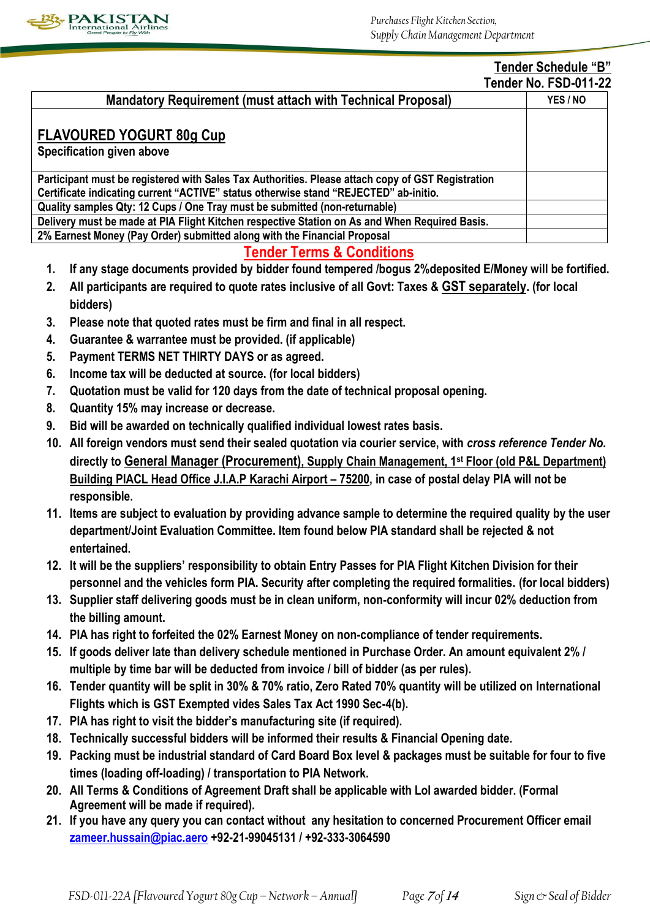**Tender Schedule "B"**
**Tender No. FSD-011-22**

| Mandatory Requirement (must attach with Technical Proposal) | YES / NO |
|---|---|
| **FLAVOURED YOGURT 80g Cup**<br>Specification given above | |
| Participant must be registered with Sales Tax Authorities. Please attach copy of GST Registration Certificate indicating current "ACTIVE" status otherwise stand "REJECTED" ab-initio. | |
| Quality samples Qty: 12 Cups / One Tray must be submitted (non-returnable) | |
| Delivery must be made at PIA Flight Kitchen respective Station on As and When Required Basis. | |
| 2% Earnest Money (Pay Order) submitted along with the Financial Proposal | |

## Tender Terms & Conditions

1. If any stage documents provided by bidder found tempered /bogus 2%deposited E/Money will be fortified.
2. All participants are required to quote rates inclusive of all Govt: Taxes & GST separately. (for local bidders)
3. Please note that quoted rates must be firm and final in all respect.
4. Guarantee & warrantee must be provided. (if applicable)
5. Payment TERMS NET THIRTY DAYS or as agreed.
6. Income tax will be deducted at source. (for local bidders)
7. Quotation must be valid for 120 days from the date of technical proposal opening.
8. Quantity 15% may increase or decrease.
9. Bid will be awarded on technically qualified individual lowest rates basis.
10. All foreign vendors must send their sealed quotation via courier service, with *cross reference Tender No.* directly to General Manager (Procurement), Supply Chain Management, 1st Floor (old P&L Department) Building PIACL Head Office J.I.A.P Karachi Airport – 75200, in case of postal delay PIA will not be responsible.
11. Items are subject to evaluation by providing advance sample to determine the required quality by the user department/Joint Evaluation Committee. Item found below PIA standard shall be rejected & not entertained.
12. It will be the suppliers' responsibility to obtain Entry Passes for PIA Flight Kitchen Division for their personnel and the vehicles form PIA. Security after completing the required formalities. (for local bidders)
13. Supplier staff delivering goods must be in clean uniform, non-conformity will incur 02% deduction from the billing amount.
14. PIA has right to forfeited the 02% Earnest Money on non-compliance of tender requirements.
15. If goods deliver late than delivery schedule mentioned in Purchase Order. An amount equivalent 2% / multiple by time bar will be deducted from invoice / bill of bidder (as per rules).
16. Tender quantity will be split in 30% & 70% ratio, Zero Rated 70% quantity will be utilized on International Flights which is GST Exempted vides Sales Tax Act 1990 Sec-4(b).
17. PIA has right to visit the bidder's manufacturing site (if required).
18. Technically successful bidders will be informed their results & Financial Opening date.
19. Packing must be industrial standard of Card Board Box level & packages must be suitable for four to five times (loading off-loading) / transportation to PIA Network.
20. All Terms & Conditions of Agreement Draft shall be applicable with LoI awarded bidder. (Formal Agreement will be made if required).
21. If you have any query you can contact without any hesitation to concerned Procurement Officer email zameer.hussain@piac.aero +92-21-99045131 / +92-333-3064590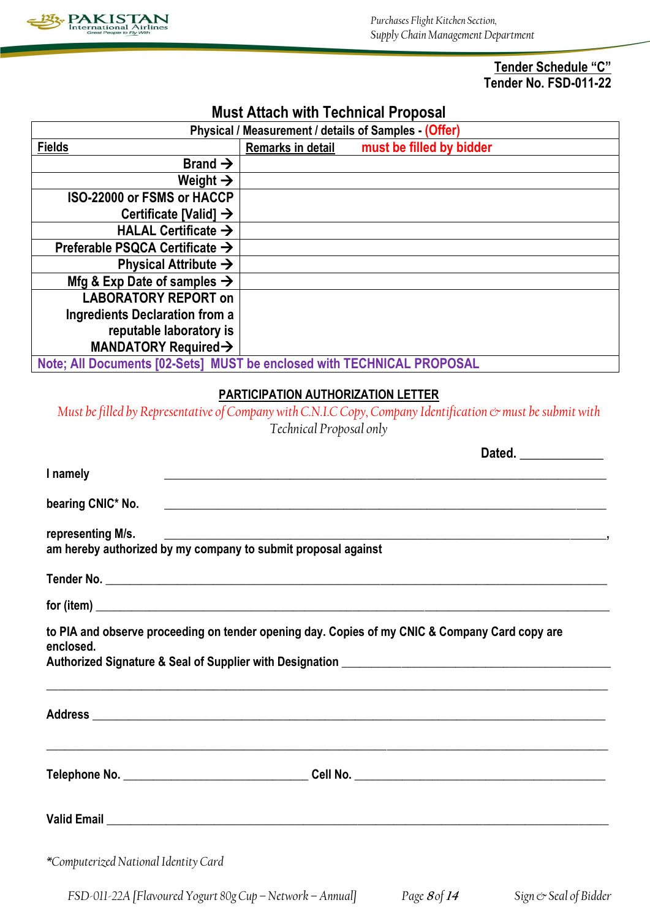**Tender Schedule "C"**
**Tender No. FSD-011-22**

## Must Attach with Technical Proposal

| Physical / Measurement / details of Samples - (Offer) | |
|---|---|
| **Fields** | **Remarks in detail** must be filled by bidder |
| Brand → | |
| Weight → | |
| ISO-22000 or FSMS or HACCP Certificate [Valid] → | |
| HALAL Certificate → | |
| Preferable PSQCA Certificate → | |
| Physical Attribute → | |
| Mfg & Exp Date of samples → | |
| LABORATORY REPORT on Ingredients Declaration from a reputable laboratory is MANDATORY Required→ | |
| Note; All Documents [02-Sets] MUST be enclosed with TECHNICAL PROPOSAL | |

## PARTICIPATION AUTHORIZATION LETTER

*Must be filled by Representative of Company with C.N.I.C Copy, Company Identification & must be submit with Technical Proposal only*

Dated. _____________

I namely ______________________________________________________________________

bearing CNIC* No. ______________________________________________________________

representing M/s. ______________________________________________________________,
am hereby authorized by my company to submit proposal against

Tender No. ____________________________________________________________________

for (item) _____________________________________________________________________

to PIA and observe proceeding on tender opening day. Copies of my CNIC & Company Card copy are enclosed.
Authorized Signature & Seal of Supplier with Designation ___________________________________

_______________________________________________________________________________

Address _______________________________________________________________________

_______________________________________________________________________________

Telephone No. ______________________________ Cell No. ___________________________________

Valid Email _____________________________________________________________________

**Computerized National Identity Card*

FSD-011-22A [Flavoured Yogurt 80g Cup – Network – Annual] Sign & Seal of Bidder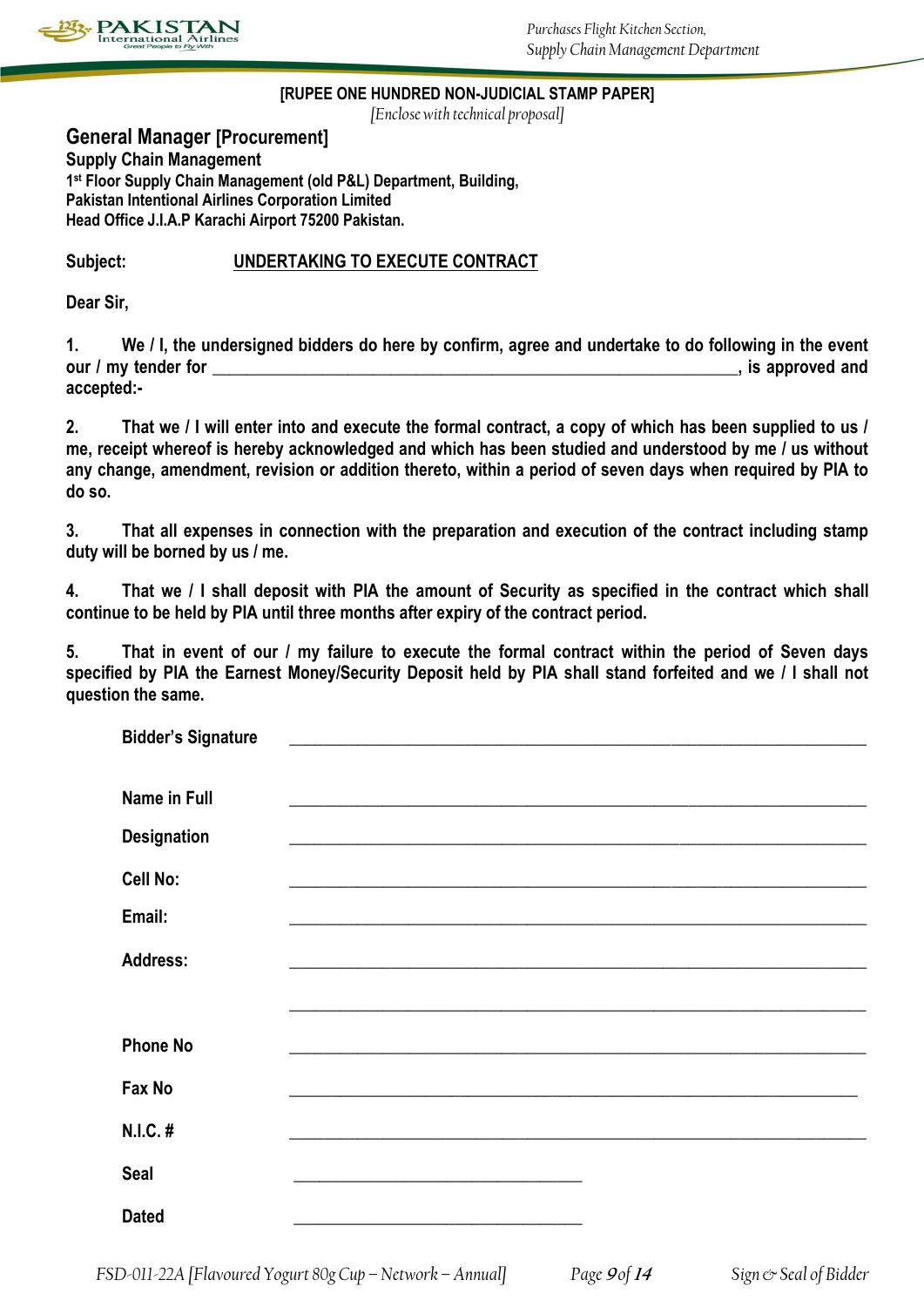**[RUPEE ONE HUNDRED NON-JUDICIAL STAMP PAPER]**

*[Enclose with technical proposal]*

## General Manager [Procurement]

**Supply Chain Management**
**1st Floor Supply Chain Management (old P&L) Department, Building,**
**Pakistan Intentional Airlines Corporation Limited**
**Head Office J.I.A.P Karachi Airport 75200 Pakistan.**

**Subject:** **UNDERTAKING TO EXECUTE CONTRACT**

**Dear Sir,**

**1. We / I, the undersigned bidders do here by confirm, agree and undertake to do following in the event our / my tender for \_\_\_\_\_\_\_\_\_\_\_\_\_\_\_\_\_\_\_\_\_\_\_\_\_\_\_\_\_\_\_\_\_\_\_\_\_\_\_\_\_\_\_\_\_\_\_\_\_\_\_\_\_\_, is approved and accepted:-**

**2. That we / I will enter into and execute the formal contract, a copy of which has been supplied to us / me, receipt whereof is hereby acknowledged and which has been studied and understood by me / us without any change, amendment, revision or addition thereto, within a period of seven days when required by PIA to do so.**

**3. That all expenses in connection with the preparation and execution of the contract including stamp duty will be borned by us / me.**

**4. That we / I shall deposit with PIA the amount of Security as specified in the contract which shall continue to be held by PIA until three months after expiry of the contract period.**

**5. That in event of our / my failure to execute the formal contract within the period of Seven days specified by PIA the Earnest Money/Security Deposit held by PIA shall stand forfeited and we / I shall not question the same.**

**Bidder's Signature** \_\_\_\_\_\_\_\_\_\_\_\_\_\_\_\_\_\_\_\_\_\_\_\_\_\_\_\_\_\_\_\_\_\_\_\_\_\_\_\_

**Name in Full** \_\_\_\_\_\_\_\_\_\_\_\_\_\_\_\_\_\_\_\_\_\_\_\_\_\_\_\_\_\_\_\_\_\_\_\_\_\_\_\_

**Designation** \_\_\_\_\_\_\_\_\_\_\_\_\_\_\_\_\_\_\_\_\_\_\_\_\_\_\_\_\_\_\_\_\_\_\_\_\_\_\_\_

**Cell No:** \_\_\_\_\_\_\_\_\_\_\_\_\_\_\_\_\_\_\_\_\_\_\_\_\_\_\_\_\_\_\_\_\_\_\_\_\_\_\_\_

**Email:** \_\_\_\_\_\_\_\_\_\_\_\_\_\_\_\_\_\_\_\_\_\_\_\_\_\_\_\_\_\_\_\_\_\_\_\_\_\_\_\_

**Address:** \_\_\_\_\_\_\_\_\_\_\_\_\_\_\_\_\_\_\_\_\_\_\_\_\_\_\_\_\_\_\_\_\_\_\_\_\_\_\_\_

\_\_\_\_\_\_\_\_\_\_\_\_\_\_\_\_\_\_\_\_\_\_\_\_\_\_\_\_\_\_\_\_\_\_\_\_\_\_\_\_

**Phone No** \_\_\_\_\_\_\_\_\_\_\_\_\_\_\_\_\_\_\_\_\_\_\_\_\_\_\_\_\_\_\_\_\_\_\_\_\_\_\_\_

**Fax No** \_\_\_\_\_\_\_\_\_\_\_\_\_\_\_\_\_\_\_\_\_\_\_\_\_\_\_\_\_\_\_\_\_\_\_\_\_\_\_\_

**N.I.C. #** \_\_\_\_\_\_\_\_\_\_\_\_\_\_\_\_\_\_\_\_\_\_\_\_\_\_\_\_\_\_\_\_\_\_\_\_\_\_\_\_

**Seal** \_\_\_\_\_\_\_\_\_\_\_\_\_\_\_\_\_\_\_\_\_\_\_\_

**Dated** \_\_\_\_\_\_\_\_\_\_\_\_\_\_\_\_\_\_\_\_\_\_\_\_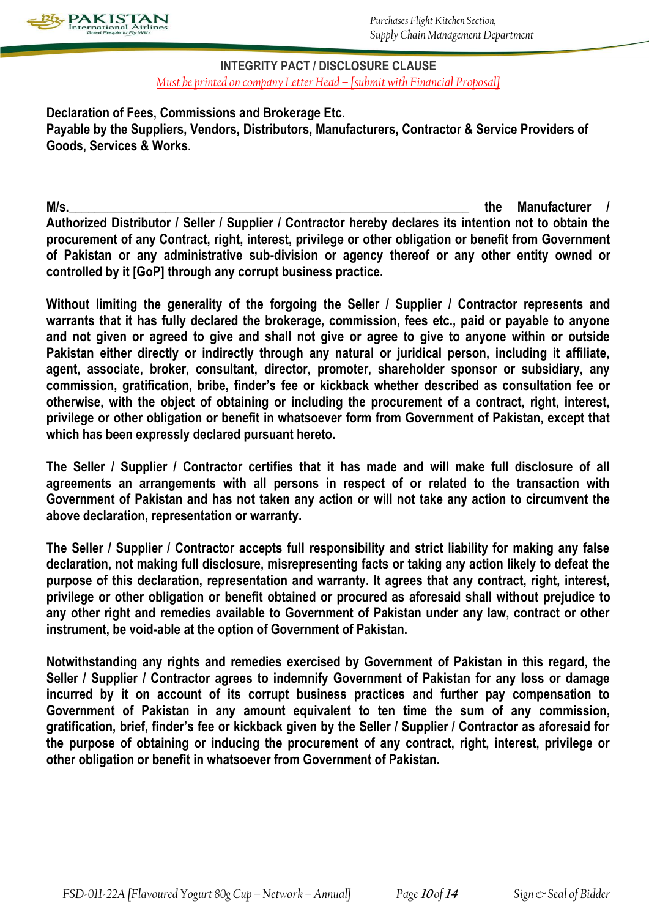## INTEGRITY PACT / DISCLOSURE CLAUSE

*Must be printed on company Letter Head – [submit with Financial Proposal]*

**Declaration of Fees, Commissions and Brokerage Etc.**
**Payable by the Suppliers, Vendors, Distributors, Manufacturers, Contractor & Service Providers of Goods, Services & Works.**

**M/s.____________________________________________________________ the Manufacturer / Authorized Distributor / Seller / Supplier / Contractor hereby declares its intention not to obtain the procurement of any Contract, right, interest, privilege or other obligation or benefit from Government of Pakistan or any administrative sub-division or agency thereof or any other entity owned or controlled by it [GoP] through any corrupt business practice.**

**Without limiting the generality of the forgoing the Seller / Supplier / Contractor represents and warrants that it has fully declared the brokerage, commission, fees etc., paid or payable to anyone and not given or agreed to give and shall not give or agree to give to anyone within or outside Pakistan either directly or indirectly through any natural or juridical person, including it affiliate, agent, associate, broker, consultant, director, promoter, shareholder sponsor or subsidiary, any commission, gratification, bribe, finder's fee or kickback whether described as consultation fee or otherwise, with the object of obtaining or including the procurement of a contract, right, interest, privilege or other obligation or benefit in whatsoever form from Government of Pakistan, except that which has been expressly declared pursuant hereto.**

**The Seller / Supplier / Contractor certifies that it has made and will make full disclosure of all agreements an arrangements with all persons in respect of or related to the transaction with Government of Pakistan and has not taken any action or will not take any action to circumvent the above declaration, representation or warranty.**

**The Seller / Supplier / Contractor accepts full responsibility and strict liability for making any false declaration, not making full disclosure, misrepresenting facts or taking any action likely to defeat the purpose of this declaration, representation and warranty. It agrees that any contract, right, interest, privilege or other obligation or benefit obtained or procured as aforesaid shall without prejudice to any other right and remedies available to Government of Pakistan under any law, contract or other instrument, be void-able at the option of Government of Pakistan.**

**Notwithstanding any rights and remedies exercised by Government of Pakistan in this regard, the Seller / Supplier / Contractor agrees to indemnify Government of Pakistan for any loss or damage incurred by it on account of its corrupt business practices and further pay compensation to Government of Pakistan in any amount equivalent to ten time the sum of any commission, gratification, brief, finder's fee or kickback given by the Seller / Supplier / Contractor as aforesaid for the purpose of obtaining or inducing the procurement of any contract, right, interest, privilege or other obligation or benefit in whatsoever from Government of Pakistan.**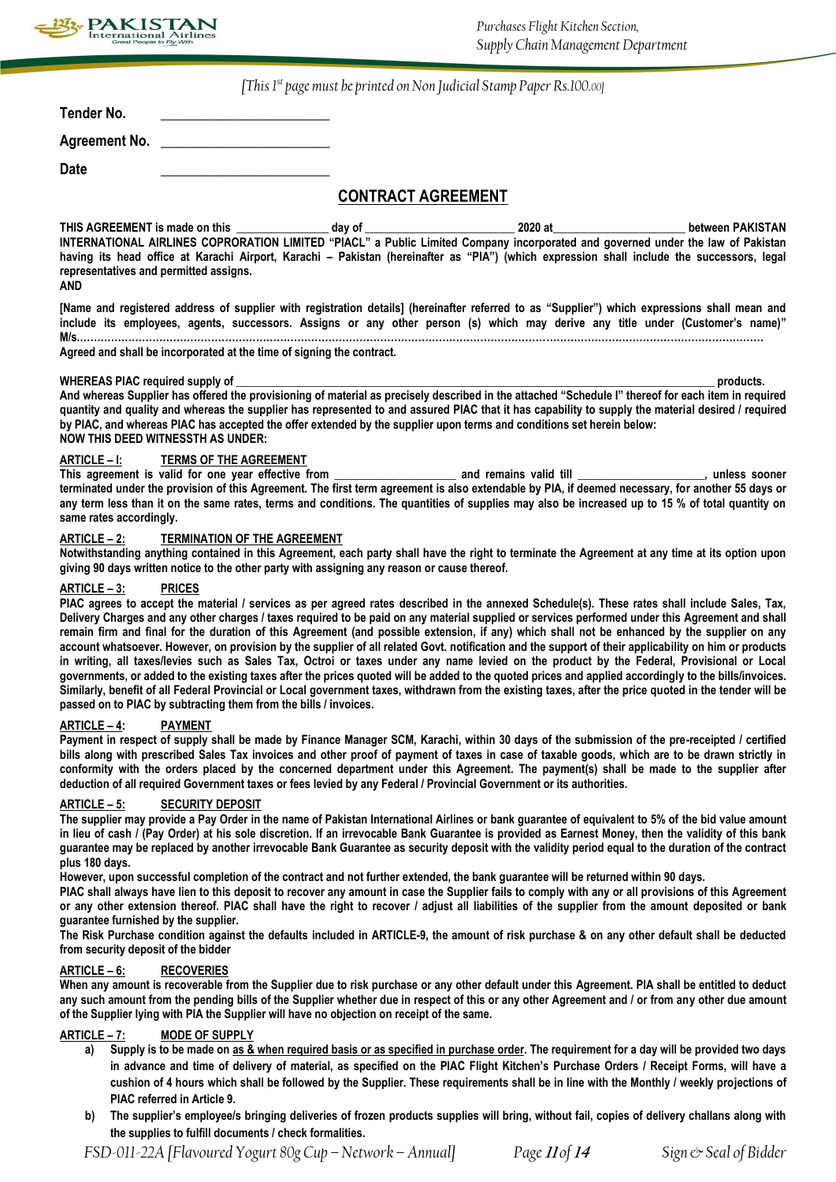*[This 1st page must be printed on Non Judicial Stamp Paper Rs.100.00]*

**Tender No.** ________________________

**Agreement No.** ________________________

**Date** ________________________

## CONTRACT AGREEMENT

**THIS AGREEMENT is made on this _______________ day of _________________________ 2020 at_____________________ between PAKISTAN INTERNATIONAL AIRLINES COPRORATION LIMITED "PIACL" a Public Limited Company incorporated and governed under the law of Pakistan having its head office at Karachi Airport, Karachi – Pakistan (hereinafter as "PIA") (which expression shall include the successors, legal representatives and permitted assigns.**
**AND**

**[Name and registered address of supplier with registration details] (hereinafter referred to as "Supplier") which expressions shall mean and include its employees, agents, successors. Assigns or any other person (s) which may derive any title under (Customer's name)" M/s.......................................................................................................................................................................................**
**Agreed and shall be incorporated at the time of signing the contract.**

**WHEREAS PIAC required supply of ____________________________________________________________________________ products.**
**And whereas Supplier has offered the provisioning of material as precisely described in the attached "Schedule I" thereof for each item in required quantity and quality and whereas the supplier has represented to and assured PIAC that it has capability to supply the material desired / required by PIAC, and whereas PIAC has accepted the offer extended by the supplier upon terms and conditions set herein below:**
**NOW THIS DEED WITNESSTH AS UNDER:**

### ARTICLE – I: TERMS OF THE AGREEMENT

**This agreement is valid for one year effective from ____________________ and remains valid till _____________________, unless sooner terminated under the provision of this Agreement. The first term agreement is also extendable by PIA, if deemed necessary, for another 55 days or any term less than it on the same rates, terms and conditions. The quantities of supplies may also be increased up to 15 % of total quantity on same rates accordingly.**

### ARTICLE – 2: TERMINATION OF THE AGREEMENT

**Notwithstanding anything contained in this Agreement, each party shall have the right to terminate the Agreement at any time at its option upon giving 90 days written notice to the other party with assigning any reason or cause thereof.**

### ARTICLE – 3: PRICES

**PIAC agrees to accept the material / services as per agreed rates described in the annexed Schedule(s). These rates shall include Sales, Tax, Delivery Charges and any other charges / taxes required to be paid on any material supplied or services performed under this Agreement and shall remain firm and final for the duration of this Agreement (and possible extension, if any) which shall not be enhanced by the supplier on any account whatsoever. However, on provision by the supplier of all related Govt. notification and the support of their applicability on him or products in writing, all taxes/levies such as Sales Tax, Octroi or taxes under any name levied on the product by the Federal, Provisional or Local governments, or added to the existing taxes after the prices quoted will be added to the quoted prices and applied accordingly to the bills/invoices. Similarly, benefit of all Federal Provincial or Local government taxes, withdrawn from the existing taxes, after the price quoted in the tender will be passed on to PIAC by subtracting them from the bills / invoices.**

### ARTICLE – 4: PAYMENT

**Payment in respect of supply shall be made by Finance Manager SCM, Karachi, within 30 days of the submission of the pre-receipted / certified bills along with prescribed Sales Tax invoices and other proof of payment of taxes in case of taxable goods, which are to be drawn strictly in conformity with the orders placed by the concerned department under this Agreement. The payment(s) shall be made to the supplier after deduction of all required Government taxes or fees levied by any Federal / Provincial Government or its authorities.**

### ARTICLE – 5: SECURITY DEPOSIT

**The supplier may provide a Pay Order in the name of Pakistan International Airlines or bank guarantee of equivalent to 5% of the bid value amount in lieu of cash / (Pay Order) at his sole discretion. If an irrevocable Bank Guarantee is provided as Earnest Money, then the validity of this bank guarantee may be replaced by another irrevocable Bank Guarantee as security deposit with the validity period equal to the duration of the contract plus 180 days.**
**However, upon successful completion of the contract and not further extended, the bank guarantee will be returned within 90 days.**
**PIAC shall always have lien to this deposit to recover any amount in case the Supplier fails to comply with any or all provisions of this Agreement or any other extension thereof. PIAC shall have the right to recover / adjust all liabilities of the supplier from the amount deposited or bank guarantee furnished by the supplier.**
**The Risk Purchase condition against the defaults included in ARTICLE-9, the amount of risk purchase & on any other default shall be deducted from security deposit of the bidder**

### ARTICLE – 6: RECOVERIES

**When any amount is recoverable from the Supplier due to risk purchase or any other default under this Agreement. PIA shall be entitled to deduct any such amount from the pending bills of the Supplier whether due in respect of this or any other Agreement and / or from any other due amount of the Supplier lying with PIA the Supplier will have no objection on receipt of the same.**

### ARTICLE – 7: MODE OF SUPPLY

a) **Supply is to be made on as & when required basis or as specified in purchase order. The requirement for a day will be provided two days in advance and time of delivery of material, as specified on the PIAC Flight Kitchen's Purchase Orders / Receipt Forms, will have a cushion of 4 hours which shall be followed by the Supplier. These requirements shall be in line with the Monthly / weekly projections of PIAC referred in Article 9.**

b) **The supplier's employee/s bringing deliveries of frozen products supplies will bring, without fail, copies of delivery challans along with the supplies to fulfill documents / check formalities.**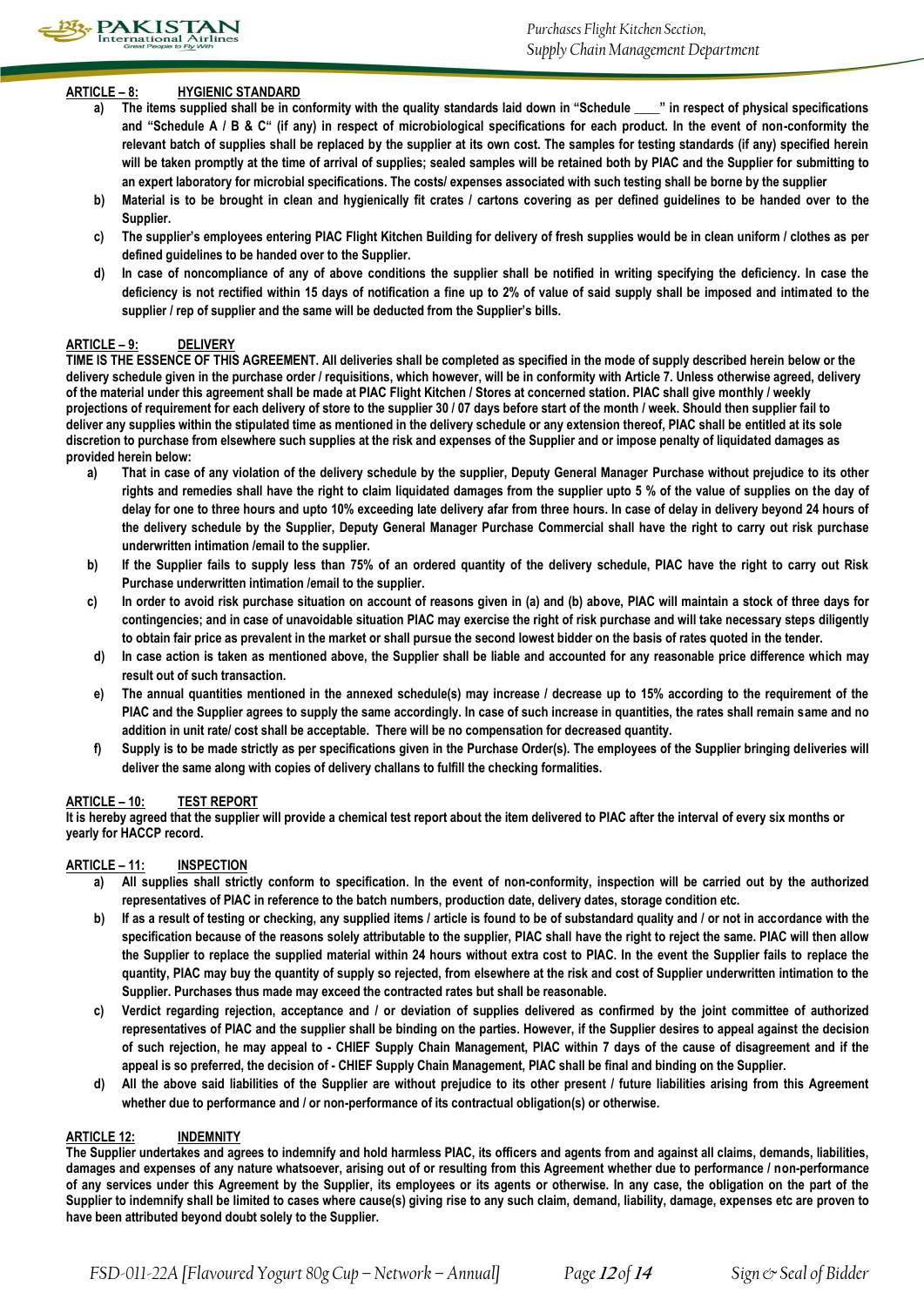**ARTICLE – 8: HYGIENIC STANDARD**

a) The items supplied shall be in conformity with the quality standards laid down in "Schedule ____" in respect of physical specifications and "Schedule A / B & C" (if any) in respect of microbiological specifications for each product. In the event of non-conformity the relevant batch of supplies shall be replaced by the supplier at its own cost. The samples for testing standards (if any) specified herein will be taken promptly at the time of arrival of supplies; sealed samples will be retained both by PIAC and the Supplier for submitting to an expert laboratory for microbial specifications. The costs/ expenses associated with such testing shall be borne by the supplier

b) Material is to be brought in clean and hygienically fit crates / cartons covering as per defined guidelines to be handed over to the Supplier.

c) The supplier's employees entering PIAC Flight Kitchen Building for delivery of fresh supplies would be in clean uniform / clothes as per defined guidelines to be handed over to the Supplier.

d) In case of noncompliance of any of above conditions the supplier shall be notified in writing specifying the deficiency. In case the deficiency is not rectified within 15 days of notification a fine up to 2% of value of said supply shall be imposed and intimated to the supplier / rep of supplier and the same will be deducted from the Supplier's bills.

**ARTICLE – 9: DELIVERY**

**TIME IS THE ESSENCE OF THIS AGREEMENT. All deliveries shall be completed as specified in the mode of supply described herein below or the delivery schedule given in the purchase order / requisitions, which however, will be in conformity with Article 7. Unless otherwise agreed, delivery of the material under this agreement shall be made at PIAC Flight Kitchen / Stores at concerned station. PIAC shall give monthly / weekly projections of requirement for each delivery of store to the supplier 30 / 07 days before start of the month / week. Should then supplier fail to deliver any supplies within the stipulated time as mentioned in the delivery schedule or any extension thereof, PIAC shall be entitled at its sole discretion to purchase from elsewhere such supplies at the risk and expenses of the Supplier and or impose penalty of liquidated damages as provided herein below:**

a) That in case of any violation of the delivery schedule by the supplier, Deputy General Manager Purchase without prejudice to its other rights and remedies shall have the right to claim liquidated damages from the supplier upto 5 % of the value of supplies on the day of delay for one to three hours and upto 10% exceeding late delivery afar from three hours. In case of delay in delivery beyond 24 hours of the delivery schedule by the Supplier, Deputy General Manager Purchase Commercial shall have the right to carry out risk purchase underwritten intimation /email to the supplier.

b) If the Supplier fails to supply less than 75% of an ordered quantity of the delivery schedule, PIAC have the right to carry out Risk Purchase underwritten intimation /email to the supplier.

c) In order to avoid risk purchase situation on account of reasons given in (a) and (b) above, PIAC will maintain a stock of three days for contingencies; and in case of unavoidable situation PIAC may exercise the right of risk purchase and will take necessary steps diligently to obtain fair price as prevalent in the market or shall pursue the second lowest bidder on the basis of rates quoted in the tender.

d) In case action is taken as mentioned above, the Supplier shall be liable and accounted for any reasonable price difference which may result out of such transaction.

e) The annual quantities mentioned in the annexed schedule(s) may increase / decrease up to 15% according to the requirement of the PIAC and the Supplier agrees to supply the same accordingly. In case of such increase in quantities, the rates shall remain same and no addition in unit rate/ cost shall be acceptable. There will be no compensation for decreased quantity.

f) Supply is to be made strictly as per specifications given in the Purchase Order(s). The employees of the Supplier bringing deliveries will deliver the same along with copies of delivery challans to fulfill the checking formalities.

**ARTICLE – 10: TEST REPORT**

**It is hereby agreed that the supplier will provide a chemical test report about the item delivered to PIAC after the interval of every six months or yearly for HACCP record.**

**ARTICLE – 11: INSPECTION**

a) All supplies shall strictly conform to specification. In the event of non-conformity, inspection will be carried out by the authorized representatives of PIAC in reference to the batch numbers, production date, delivery dates, storage condition etc.

b) If as a result of testing or checking, any supplied items / article is found to be of substandard quality and / or not in accordance with the specification because of the reasons solely attributable to the supplier, PIAC shall have the right to reject the same. PIAC will then allow the Supplier to replace the supplied material within 24 hours without extra cost to PIAC. In the event the Supplier fails to replace the quantity, PIAC may buy the quantity of supply so rejected, from elsewhere at the risk and cost of Supplier underwritten intimation to the Supplier. Purchases thus made may exceed the contracted rates but shall be reasonable.

c) Verdict regarding rejection, acceptance and / or deviation of supplies delivered as confirmed by the joint committee of authorized representatives of PIAC and the supplier shall be binding on the parties. However, if the Supplier desires to appeal against the decision of such rejection, he may appeal to - CHIEF Supply Chain Management, PIAC within 7 days of the cause of disagreement and if the appeal is so preferred, the decision of - CHIEF Supply Chain Management, PIAC shall be final and binding on the Supplier.

d) All the above said liabilities of the Supplier are without prejudice to its other present / future liabilities arising from this Agreement whether due to performance and / or non-performance of its contractual obligation(s) or otherwise.

**ARTICLE 12: INDEMNITY**

**The Supplier undertakes and agrees to indemnify and hold harmless PIAC, its officers and agents from and against all claims, demands, liabilities, damages and expenses of any nature whatsoever, arising out of or resulting from this Agreement whether due to performance / non-performance of any services under this Agreement by the Supplier, its employees or its agents or otherwise. In any case, the obligation on the part of the Supplier to indemnify shall be limited to cases where cause(s) giving rise to any such claim, demand, liability, damage, expenses etc are proven to have been attributed beyond doubt solely to the Supplier.**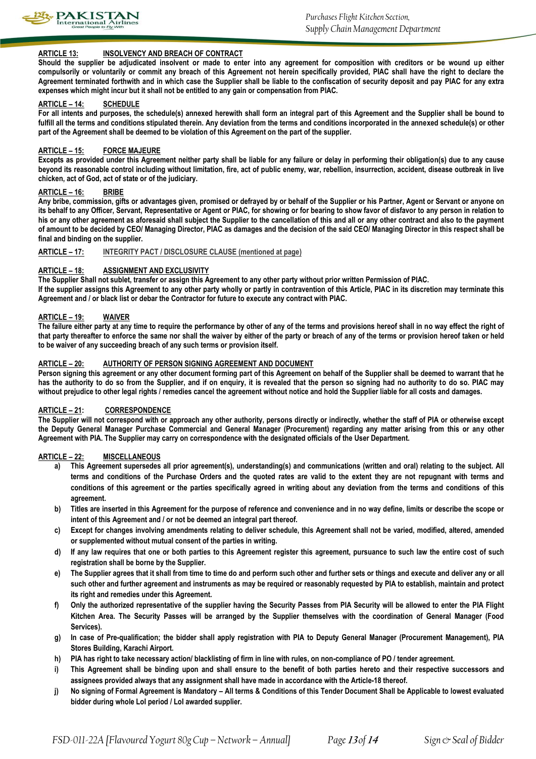**ARTICLE 13: INSOLVENCY AND BREACH OF CONTRACT**

**Should the supplier be adjudicated insolvent or made to enter into any agreement for composition with creditors or be wound up either compulsorily or voluntarily or commit any breach of this Agreement not herein specifically provided, PIAC shall have the right to declare the Agreement terminated forthwith and in which case the Supplier shall be liable to the confiscation of security deposit and pay PIAC for any extra expenses which might incur but it shall not be entitled to any gain or compensation from PIAC.**

**ARTICLE – 14: SCHEDULE**

**For all intents and purposes, the schedule(s) annexed herewith shall form an integral part of this Agreement and the Supplier shall be bound to fulfill all the terms and conditions stipulated therein. Any deviation from the terms and conditions incorporated in the annexed schedule(s) or other part of the Agreement shall be deemed to be violation of this Agreement on the part of the supplier.**

**ARTICLE – 15: FORCE MAJEURE**

**Excepts as provided under this Agreement neither party shall be liable for any failure or delay in performing their obligation(s) due to any cause beyond its reasonable control including without limitation, fire, act of public enemy, war, rebellion, insurrection, accident, disease outbreak in live chicken, act of God, act of state or of the judiciary.**

**ARTICLE – 16: BRIBE**

**Any bribe, commission, gifts or advantages given, promised or defrayed by or behalf of the Supplier or his Partner, Agent or Servant or anyone on its behalf to any Officer, Servant, Representative or Agent or PIAC, for showing or for bearing to show favor of disfavor to any person in relation to his or any other agreement as aforesaid shall subject the Supplier to the cancellation of this and all or any other contract and also to the payment of amount to be decided by CEO/ Managing Director, PIAC as damages and the decision of the said CEO/ Managing Director in this respect shall be final and binding on the supplier.**

**ARTICLE – 17: INTEGRITY PACT / DISCLOSURE CLAUSE (mentioned at page)**

**ARTICLE – 18: ASSIGNMENT AND EXCLUSIVITY**

**The Supplier Shall not sublet, transfer or assign this Agreement to any other party without prior written Permission of PIAC.**
**If the supplier assigns this Agreement to any other party wholly or partly in contravention of this Article, PIAC in its discretion may terminate this Agreement and / or black list or debar the Contractor for future to execute any contract with PIAC.**

**ARTICLE – 19: WAIVER**

**The failure either party at any time to require the performance by other of any of the terms and provisions hereof shall in no way effect the right of that party thereafter to enforce the same nor shall the waiver by either of the party or breach of any of the terms or provision hereof taken or held to be waiver of any succeeding breach of any such terms or provision itself.**

**ARTICLE – 20: AUTHORITY OF PERSON SIGNING AGREEMENT AND DOCUMENT**

**Person signing this agreement or any other document forming part of this Agreement on behalf of the Supplier shall be deemed to warrant that he has the authority to do so from the Supplier, and if on enquiry, it is revealed that the person so signing had no authority to do so. PIAC may without prejudice to other legal rights / remedies cancel the agreement without notice and hold the Supplier liable for all costs and damages.**

**ARTICLE – 21: CORRESPONDENCE**

**The Supplier will not correspond with or approach any other authority, persons directly or indirectly, whether the staff of PIA or otherwise except the Deputy General Manager Purchase Commercial and General Manager (Procurement) regarding any matter arising from this or any other Agreement with PIA. The Supplier may carry on correspondence with the designated officials of the User Department.**

**ARTICLE – 22: MISCELLANEOUS**

a) **This Agreement supersedes all prior agreement(s), understanding(s) and communications (written and oral) relating to the subject. All terms and conditions of the Purchase Orders and the quoted rates are valid to the extent they are not repugnant with terms and conditions of this agreement or the parties specifically agreed in writing about any deviation from the terms and conditions of this agreement.**
b) **Titles are inserted in this Agreement for the purpose of reference and convenience and in no way define, limits or describe the scope or intent of this Agreement and / or not be deemed an integral part thereof.**
c) **Except for changes involving amendments relating to deliver schedule, this Agreement shall not be varied, modified, altered, amended or supplemented without mutual consent of the parties in writing.**
d) **If any law requires that one or both parties to this Agreement register this agreement, pursuance to such law the entire cost of such registration shall be borne by the Supplier.**
e) **The Supplier agrees that it shall from time to time do and perform such other and further sets or things and execute and deliver any or all such other and further agreement and instruments as may be required or reasonably requested by PIA to establish, maintain and protect its right and remedies under this Agreement.**
f) **Only the authorized representative of the supplier having the Security Passes from PIA Security will be allowed to enter the PIA Flight Kitchen Area. The Security Passes will be arranged by the Supplier themselves with the coordination of General Manager (Food Services).**
g) **In case of Pre-qualification; the bidder shall apply registration with PIA to Deputy General Manager (Procurement Management), PIA Stores Building, Karachi Airport.**
h) **PIA has right to take necessary action/ blacklisting of firm in line with rules, on non-compliance of PO / tender agreement.**
i) **This Agreement shall be binding upon and shall ensure to the benefit of both parties hereto and their respective successors and assignees provided always that any assignment shall have made in accordance with the Article-18 thereof.**
j) **No signing of Formal Agreement is Mandatory – All terms & Conditions of this Tender Document Shall be Applicable to lowest evaluated bidder during whole LoI period / LoI awarded supplier.**

*Sign & Seal of Bidder*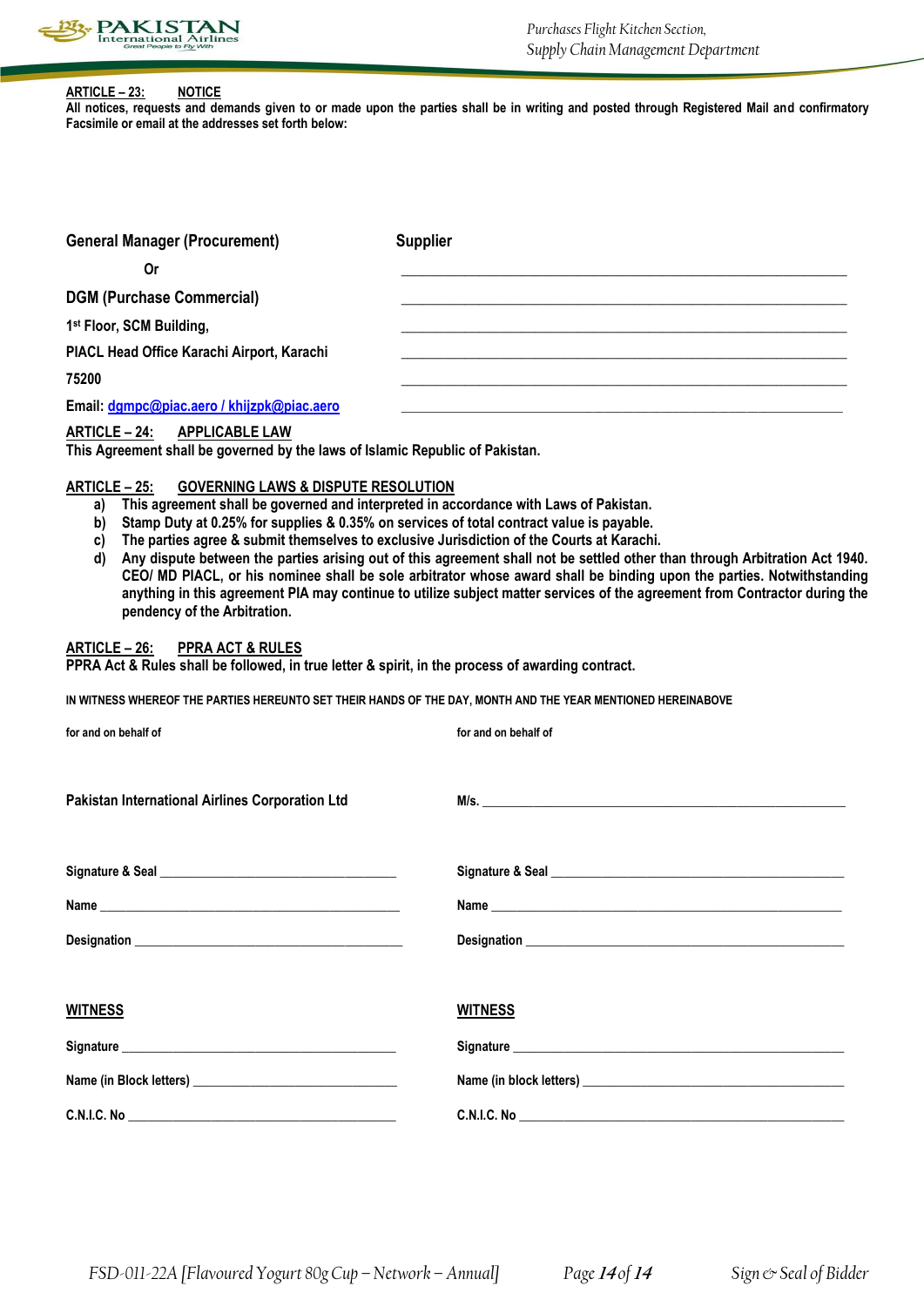**ARTICLE – 23: NOTICE**

**All notices, requests and demands given to or made upon the parties shall be in writing and posted through Registered Mail and confirmatory Facsimile or email at the addresses set forth below:**

| | |
|---|---|
| **General Manager (Procurement)** | **Supplier** |
| **Or** | ______________________________ |
| **DGM (Purchase Commercial)** | ______________________________ |
| **1st Floor, SCM Building,** | ______________________________ |
| **PIACL Head Office Karachi Airport, Karachi** | ______________________________ |
| **75200** | ______________________________ |
| **Email: dgmpc@piac.aero / khijzpk@piac.aero** | ______________________________ |

**ARTICLE – 24: APPLICABLE LAW**

**This Agreement shall be governed by the laws of Islamic Republic of Pakistan.**

**ARTICLE – 25: GOVERNING LAWS & DISPUTE RESOLUTION**

- **a) This agreement shall be governed and interpreted in accordance with Laws of Pakistan.**
- **b) Stamp Duty at 0.25% for supplies & 0.35% on services of total contract value is payable.**
- **c) The parties agree & submit themselves to exclusive Jurisdiction of the Courts at Karachi.**
- **d) Any dispute between the parties arising out of this agreement shall not be settled other than through Arbitration Act 1940. CEO/ MD PIACL, or his nominee shall be sole arbitrator whose award shall be binding upon the parties. Notwithstanding anything in this agreement PIA may continue to utilize subject matter services of the agreement from Contractor during the pendency of the Arbitration.**

**ARTICLE – 26: PPRA ACT & RULES**

**PPRA Act & Rules shall be followed, in true letter & spirit, in the process of awarding contract.**

**IN WITNESS WHEREOF THE PARTIES HEREUNTO SET THEIR HANDS OF THE DAY, MONTH AND THE YEAR MENTIONED HEREINABOVE**

| | |
|---|---|
| for and on behalf of | for and on behalf of |
| **Pakistan International Airlines Corporation Ltd** | **M/s.** ______________________________ |
| **Signature & Seal** ______________________ | **Signature & Seal** ______________________ |
| **Name** ______________________ | **Name** ______________________ |
| **Designation** ______________________ | **Designation** ______________________ |
| **WITNESS** | **WITNESS** |
| **Signature** ______________________ | **Signature** ______________________ |
| **Name (in Block letters)** ______________________ | **Name (in block letters)** ______________________ |
| **C.N.I.C. No** ______________________ | **C.N.I.C. No** ______________________ |